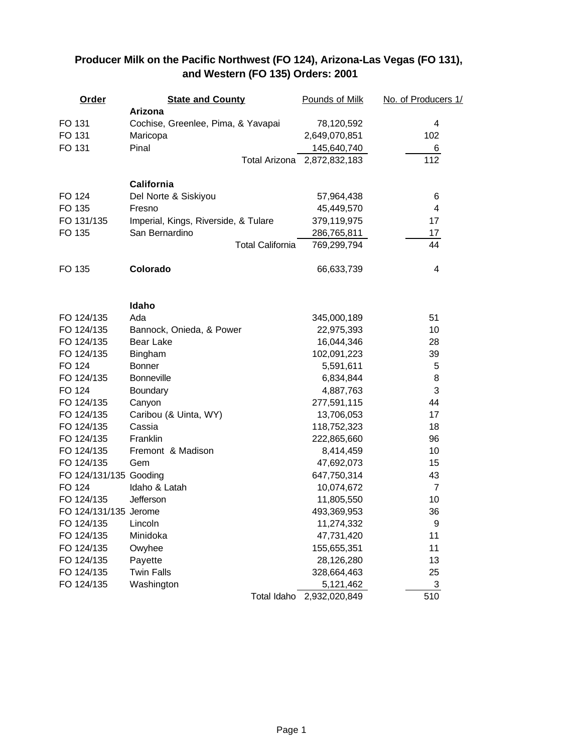# Producer Milk on the Pacific Northwest (FO 124), Arizona-Las Vegas (FO 131), and Western (FO 135) Orders: 2001

| Order | State and County | Pounds of Milk | No. of Producers 1/ |
|---|---|---|---|
| | **Arizona** | | |
| FO 131 | Cochise, Greenlee, Pima, & Yavapai | 78,120,592 | 4 |
| FO 131 | Maricopa | 2,649,070,851 | 102 |
| FO 131 | Pinal | 145,640,740 | 6 |
| | Total Arizona | 2,872,832,183 | 112 |
| | **California** | | |
| FO 124 | Del Norte & Siskiyou | 57,964,438 | 6 |
| FO 135 | Fresno | 45,449,570 | 4 |
| FO 131/135 | Imperial, Kings, Riverside, & Tulare | 379,119,975 | 17 |
| FO 135 | San Bernardino | 286,765,811 | 17 |
| | Total California | 769,299,794 | 44 |
| FO 135 | **Colorado** | 66,633,739 | 4 |
| | **Idaho** | | |
| FO 124/135 | Ada | 345,000,189 | 51 |
| FO 124/135 | Bannock, Onieda, & Power | 22,975,393 | 10 |
| FO 124/135 | Bear Lake | 16,044,346 | 28 |
| FO 124/135 | Bingham | 102,091,223 | 39 |
| FO 124 | Bonner | 5,591,611 | 5 |
| FO 124/135 | Bonneville | 6,834,844 | 8 |
| FO 124 | Boundary | 4,887,763 | 3 |
| FO 124/135 | Canyon | 277,591,115 | 44 |
| FO 124/135 | Caribou (& Uinta, WY) | 13,706,053 | 17 |
| FO 124/135 | Cassia | 118,752,323 | 18 |
| FO 124/135 | Franklin | 222,865,660 | 96 |
| FO 124/135 | Fremont & Madison | 8,414,459 | 10 |
| FO 124/135 | Gem | 47,692,073 | 15 |
| FO 124/131/135 | Gooding | 647,750,314 | 43 |
| FO 124 | Idaho & Latah | 10,074,672 | 7 |
| FO 124/135 | Jefferson | 11,805,550 | 10 |
| FO 124/131/135 | Jerome | 493,369,953 | 36 |
| FO 124/135 | Lincoln | 11,274,332 | 9 |
| FO 124/135 | Minidoka | 47,731,420 | 11 |
| FO 124/135 | Owyhee | 155,655,351 | 11 |
| FO 124/135 | Payette | 28,126,280 | 13 |
| FO 124/135 | Twin Falls | 328,664,463 | 25 |
| FO 124/135 | Washington | 5,121,462 | 3 |
| | Total Idaho | 2,932,020,849 | 510 |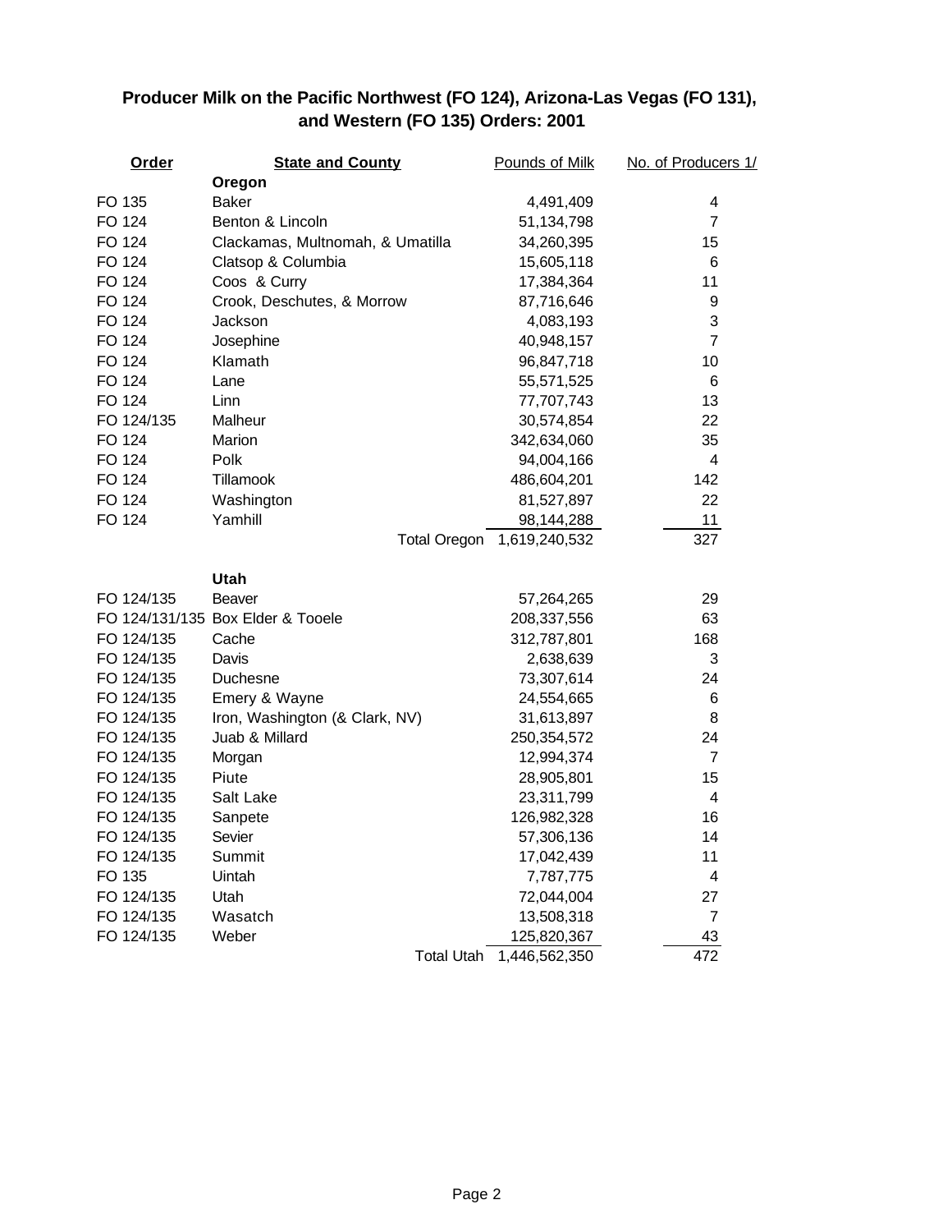# Producer Milk on the Pacific Northwest (FO 124), Arizona-Las Vegas (FO 131), and Western (FO 135) Orders: 2001

| Order | State and County | Pounds of Milk | No. of Producers 1/ |
|---|---|---|---|
| | **Oregon** | | |
| FO 135 | Baker | 4,491,409 | 4 |
| FO 124 | Benton & Lincoln | 51,134,798 | 7 |
| FO 124 | Clackamas, Multnomah, & Umatilla | 34,260,395 | 15 |
| FO 124 | Clatsop & Columbia | 15,605,118 | 6 |
| FO 124 | Coos & Curry | 17,384,364 | 11 |
| FO 124 | Crook, Deschutes, & Morrow | 87,716,646 | 9 |
| FO 124 | Jackson | 4,083,193 | 3 |
| FO 124 | Josephine | 40,948,157 | 7 |
| FO 124 | Klamath | 96,847,718 | 10 |
| FO 124 | Lane | 55,571,525 | 6 |
| FO 124 | Linn | 77,707,743 | 13 |
| FO 124/135 | Malheur | 30,574,854 | 22 |
| FO 124 | Marion | 342,634,060 | 35 |
| FO 124 | Polk | 94,004,166 | 4 |
| FO 124 | Tillamook | 486,604,201 | 142 |
| FO 124 | Washington | 81,527,897 | 22 |
| FO 124 | Yamhill | 98,144,288 | 11 |
| | Total Oregon | 1,619,240,532 | 327 |
| | **Utah** | | |
| FO 124/135 | Beaver | 57,264,265 | 29 |
| FO 124/131/135 | Box Elder & Tooele | 208,337,556 | 63 |
| FO 124/135 | Cache | 312,787,801 | 168 |
| FO 124/135 | Davis | 2,638,639 | 3 |
| FO 124/135 | Duchesne | 73,307,614 | 24 |
| FO 124/135 | Emery & Wayne | 24,554,665 | 6 |
| FO 124/135 | Iron, Washington (& Clark, NV) | 31,613,897 | 8 |
| FO 124/135 | Juab & Millard | 250,354,572 | 24 |
| FO 124/135 | Morgan | 12,994,374 | 7 |
| FO 124/135 | Piute | 28,905,801 | 15 |
| FO 124/135 | Salt Lake | 23,311,799 | 4 |
| FO 124/135 | Sanpete | 126,982,328 | 16 |
| FO 124/135 | Sevier | 57,306,136 | 14 |
| FO 124/135 | Summit | 17,042,439 | 11 |
| FO 135 | Uintah | 7,787,775 | 4 |
| FO 124/135 | Utah | 72,044,004 | 27 |
| FO 124/135 | Wasatch | 13,508,318 | 7 |
| FO 124/135 | Weber | 125,820,367 | 43 |
| | Total Utah | 1,446,562,350 | 472 |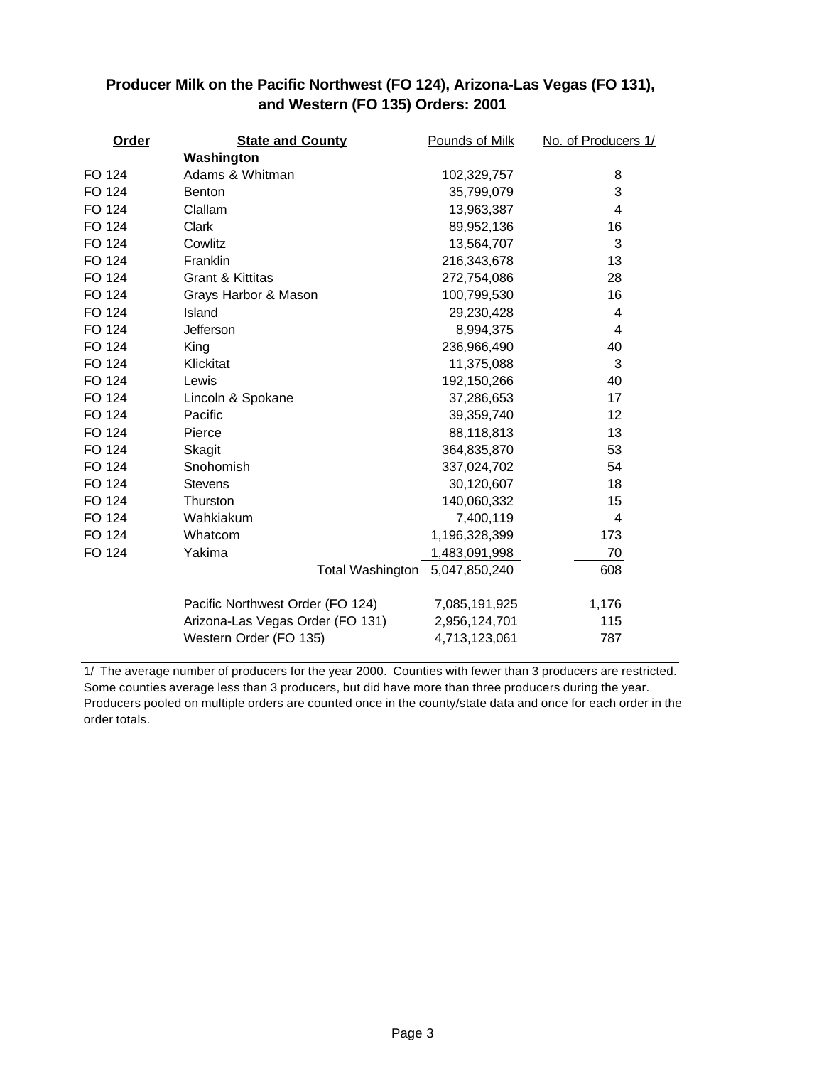## Producer Milk on the Pacific Northwest (FO 124), Arizona-Las Vegas (FO 131), and Western (FO 135) Orders: 2001

| Order | State and County | Pounds of Milk | No. of Producers 1/ |
|---|---|---|---|
| | **Washington** | | |
| FO 124 | Adams & Whitman | 102,329,757 | 8 |
| FO 124 | Benton | 35,799,079 | 3 |
| FO 124 | Clallam | 13,963,387 | 4 |
| FO 124 | Clark | 89,952,136 | 16 |
| FO 124 | Cowlitz | 13,564,707 | 3 |
| FO 124 | Franklin | 216,343,678 | 13 |
| FO 124 | Grant & Kittitas | 272,754,086 | 28 |
| FO 124 | Grays Harbor & Mason | 100,799,530 | 16 |
| FO 124 | Island | 29,230,428 | 4 |
| FO 124 | Jefferson | 8,994,375 | 4 |
| FO 124 | King | 236,966,490 | 40 |
| FO 124 | Klickitat | 11,375,088 | 3 |
| FO 124 | Lewis | 192,150,266 | 40 |
| FO 124 | Lincoln & Spokane | 37,286,653 | 17 |
| FO 124 | Pacific | 39,359,740 | 12 |
| FO 124 | Pierce | 88,118,813 | 13 |
| FO 124 | Skagit | 364,835,870 | 53 |
| FO 124 | Snohomish | 337,024,702 | 54 |
| FO 124 | Stevens | 30,120,607 | 18 |
| FO 124 | Thurston | 140,060,332 | 15 |
| FO 124 | Wahkiakum | 7,400,119 | 4 |
| FO 124 | Whatcom | 1,196,328,399 | 173 |
| FO 124 | Yakima | 1,483,091,998 | 70 |
| | Total Washington | 5,047,850,240 | 608 |
| | | | |
| | Pacific Northwest Order (FO 124) | 7,085,191,925 | 1,176 |
| | Arizona-Las Vegas Order (FO 131) | 2,956,124,701 | 115 |
| | Western Order (FO 135) | 4,713,123,061 | 787 |

1/ The average number of producers for the year 2000. Counties with fewer than 3 producers are restricted. Some counties average less than 3 producers, but did have more than three producers during the year. Producers pooled on multiple orders are counted once in the county/state data and once for each order in the order totals.